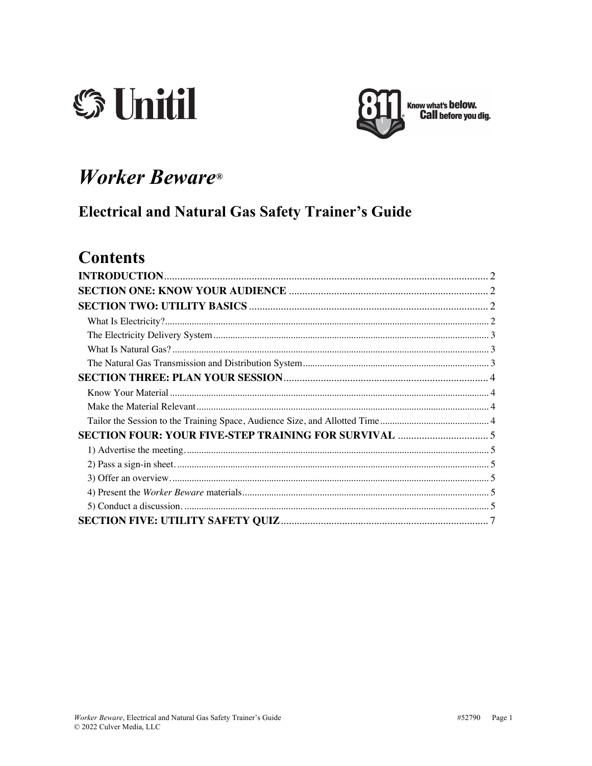Unitil

811 Know what's **below**. **Call** before you dig.

# *Worker Beware*®

## Electrical and Natural Gas Safety Trainer's Guide

## Contents

**INTRODUCTION** ........ 2
**SECTION ONE: KNOW YOUR AUDIENCE** ........ 2
**SECTION TWO: UTILITY BASICS** ........ 2
- What Is Electricity? ........ 2
- The Electricity Delivery System ........ 3
- What Is Natural Gas? ........ 3
- The Natural Gas Transmission and Distribution System ........ 3

**SECTION THREE: PLAN YOUR SESSION** ........ 4
- Know Your Material ........ 4
- Make the Material Relevant ........ 4
- Tailor the Session to the Training Space, Audience Size, and Allotted Time ........ 4

**SECTION FOUR: YOUR FIVE-STEP TRAINING FOR SURVIVAL** ........ 5
- 1) Advertise the meeting. ........ 5
- 2) Pass a sign-in sheet. ........ 5
- 3) Offer an overview. ........ 5
- 4) Present the *Worker Beware* materials ........ 5
- 5) Conduct a discussion. ........ 5

**SECTION FIVE: UTILITY SAFETY QUIZ** ........ 7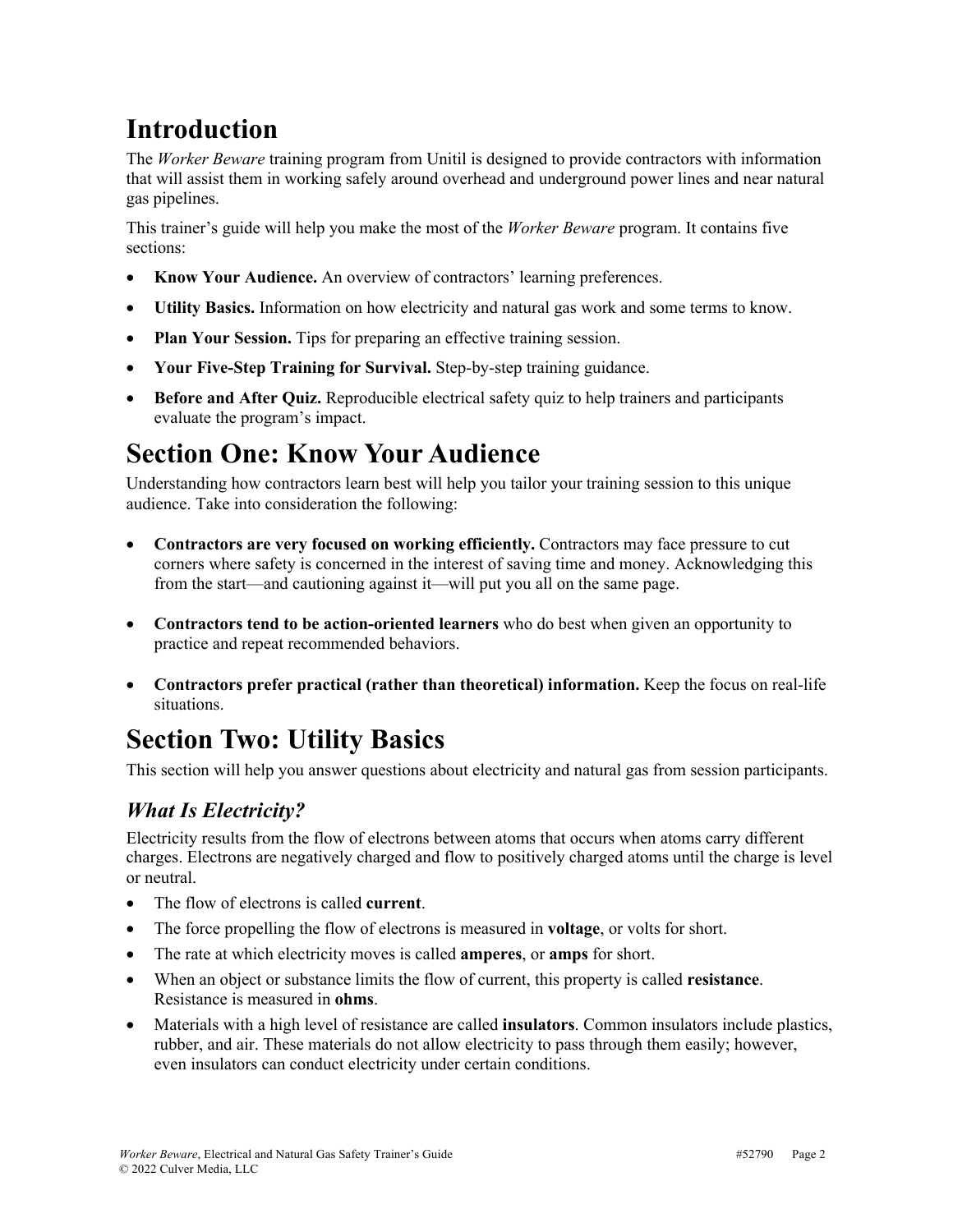# Introduction

The *Worker Beware* training program from Unitil is designed to provide contractors with information that will assist them in working safely around overhead and underground power lines and near natural gas pipelines.

This trainer's guide will help you make the most of the *Worker Beware* program. It contains five sections:

- **Know Your Audience.** An overview of contractors' learning preferences.
- **Utility Basics.** Information on how electricity and natural gas work and some terms to know.
- **Plan Your Session.** Tips for preparing an effective training session.
- **Your Five-Step Training for Survival.** Step-by-step training guidance.
- **Before and After Quiz.** Reproducible electrical safety quiz to help trainers and participants evaluate the program's impact.

# Section One: Know Your Audience

Understanding how contractors learn best will help you tailor your training session to this unique audience. Take into consideration the following:

- **Contractors are very focused on working efficiently.** Contractors may face pressure to cut corners where safety is concerned in the interest of saving time and money. Acknowledging this from the start—and cautioning against it—will put you all on the same page.
- **Contractors tend to be action-oriented learners** who do best when given an opportunity to practice and repeat recommended behaviors.
- **Contractors prefer practical (rather than theoretical) information.** Keep the focus on real-life situations.

# Section Two: Utility Basics

This section will help you answer questions about electricity and natural gas from session participants.

## *What Is Electricity?*

Electricity results from the flow of electrons between atoms that occurs when atoms carry different charges. Electrons are negatively charged and flow to positively charged atoms until the charge is level or neutral.

- The flow of electrons is called **current**.
- The force propelling the flow of electrons is measured in **voltage**, or volts for short.
- The rate at which electricity moves is called **amperes**, or **amps** for short.
- When an object or substance limits the flow of current, this property is called **resistance**. Resistance is measured in **ohms**.
- Materials with a high level of resistance are called **insulators**. Common insulators include plastics, rubber, and air. These materials do not allow electricity to pass through them easily; however, even insulators can conduct electricity under certain conditions.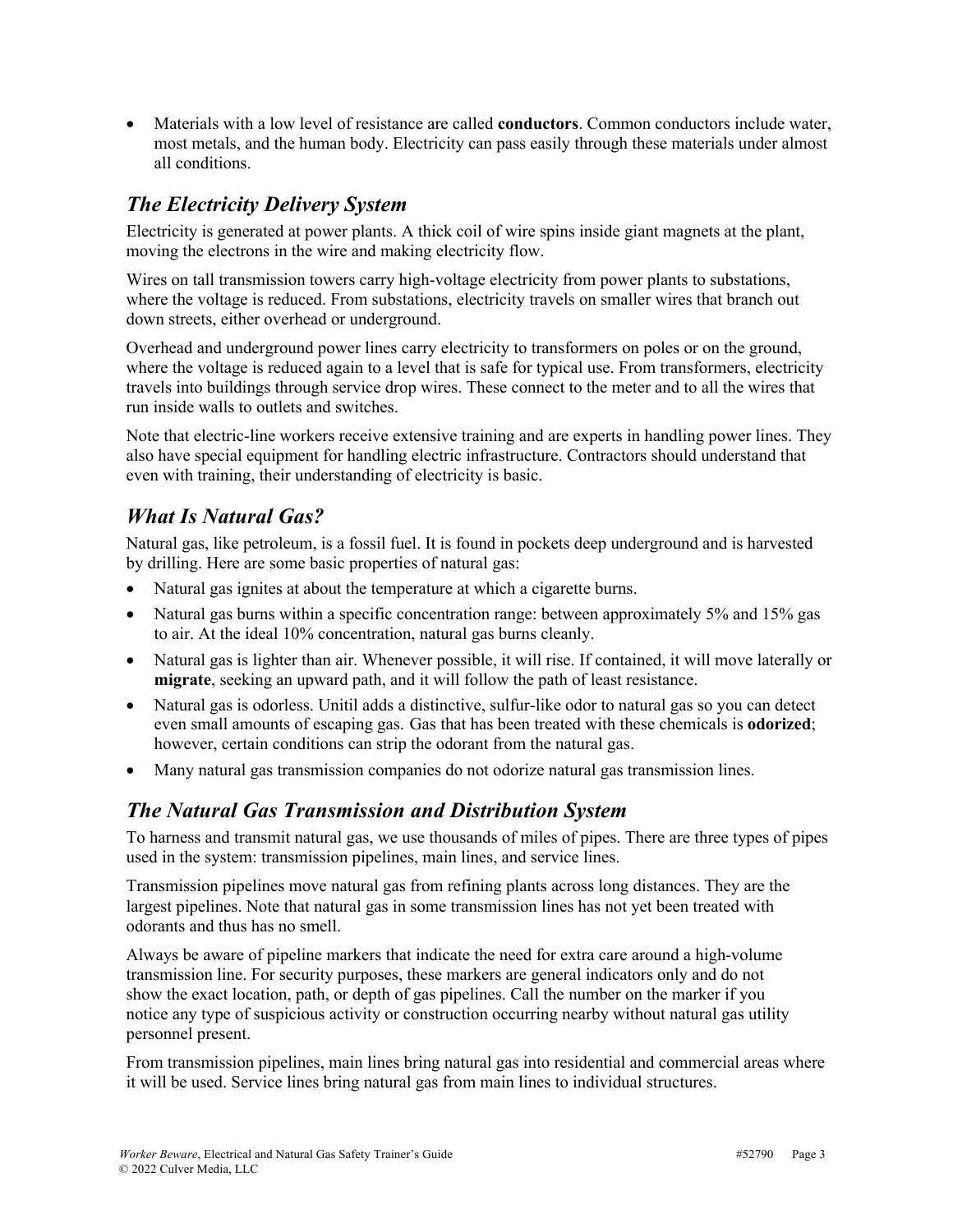- Materials with a low level of resistance are called **conductors**. Common conductors include water, most metals, and the human body. Electricity can pass easily through these materials under almost all conditions.

## *The Electricity Delivery System*

Electricity is generated at power plants. A thick coil of wire spins inside giant magnets at the plant, moving the electrons in the wire and making electricity flow.

Wires on tall transmission towers carry high-voltage electricity from power plants to substations, where the voltage is reduced. From substations, electricity travels on smaller wires that branch out down streets, either overhead or underground.

Overhead and underground power lines carry electricity to transformers on poles or on the ground, where the voltage is reduced again to a level that is safe for typical use. From transformers, electricity travels into buildings through service drop wires. These connect to the meter and to all the wires that run inside walls to outlets and switches.

Note that electric-line workers receive extensive training and are experts in handling power lines. They also have special equipment for handling electric infrastructure. Contractors should understand that even with training, their understanding of electricity is basic.

## *What Is Natural Gas?*

Natural gas, like petroleum, is a fossil fuel. It is found in pockets deep underground and is harvested by drilling. Here are some basic properties of natural gas:

- Natural gas ignites at about the temperature at which a cigarette burns.
- Natural gas burns within a specific concentration range: between approximately 5% and 15% gas to air. At the ideal 10% concentration, natural gas burns cleanly.
- Natural gas is lighter than air. Whenever possible, it will rise. If contained, it will move laterally or **migrate**, seeking an upward path, and it will follow the path of least resistance.
- Natural gas is odorless. Unitil adds a distinctive, sulfur-like odor to natural gas so you can detect even small amounts of escaping gas. Gas that has been treated with these chemicals is **odorized**; however, certain conditions can strip the odorant from the natural gas.
- Many natural gas transmission companies do not odorize natural gas transmission lines.

## *The Natural Gas Transmission and Distribution System*

To harness and transmit natural gas, we use thousands of miles of pipes. There are three types of pipes used in the system: transmission pipelines, main lines, and service lines.

Transmission pipelines move natural gas from refining plants across long distances. They are the largest pipelines. Note that natural gas in some transmission lines has not yet been treated with odorants and thus has no smell.

Always be aware of pipeline markers that indicate the need for extra care around a high-volume transmission line. For security purposes, these markers are general indicators only and do not show the exact location, path, or depth of gas pipelines. Call the number on the marker if you notice any type of suspicious activity or construction occurring nearby without natural gas utility personnel present.

From transmission pipelines, main lines bring natural gas into residential and commercial areas where it will be used. Service lines bring natural gas from main lines to individual structures.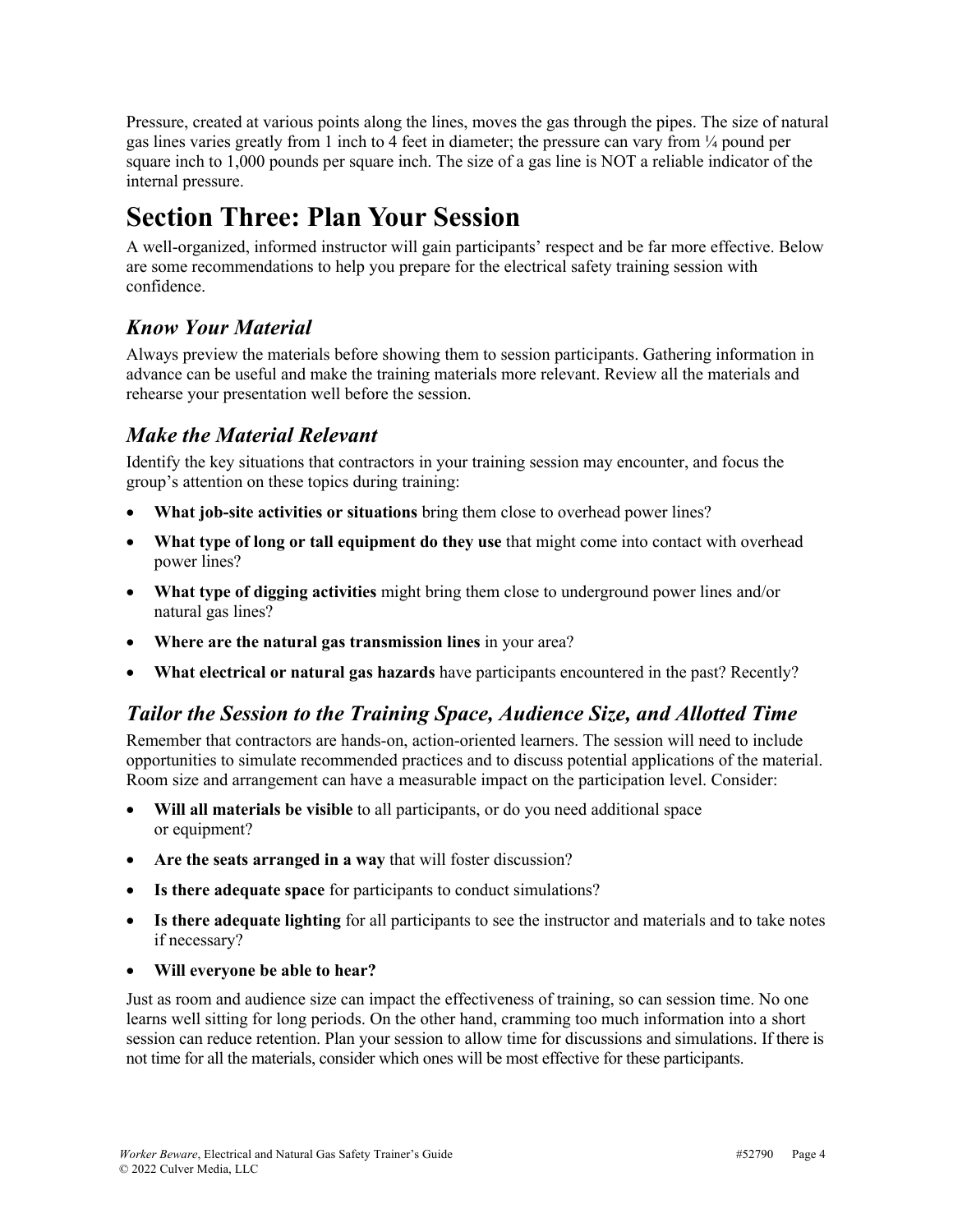Pressure, created at various points along the lines, moves the gas through the pipes. The size of natural gas lines varies greatly from 1 inch to 4 feet in diameter; the pressure can vary from ¼ pound per square inch to 1,000 pounds per square inch. The size of a gas line is NOT a reliable indicator of the internal pressure.

# Section Three: Plan Your Session

A well-organized, informed instructor will gain participants' respect and be far more effective. Below are some recommendations to help you prepare for the electrical safety training session with confidence.

## *Know Your Material*

Always preview the materials before showing them to session participants. Gathering information in advance can be useful and make the training materials more relevant. Review all the materials and rehearse your presentation well before the session.

## *Make the Material Relevant*

Identify the key situations that contractors in your training session may encounter, and focus the group's attention on these topics during training:

- **What job-site activities or situations** bring them close to overhead power lines?
- **What type of long or tall equipment do they use** that might come into contact with overhead power lines?
- **What type of digging activities** might bring them close to underground power lines and/or natural gas lines?
- **Where are the natural gas transmission lines** in your area?
- **What electrical or natural gas hazards** have participants encountered in the past? Recently?

## *Tailor the Session to the Training Space, Audience Size, and Allotted Time*

Remember that contractors are hands-on, action-oriented learners. The session will need to include opportunities to simulate recommended practices and to discuss potential applications of the material. Room size and arrangement can have a measurable impact on the participation level. Consider:

- **Will all materials be visible** to all participants, or do you need additional space or equipment?
- **Are the seats arranged in a way** that will foster discussion?
- **Is there adequate space** for participants to conduct simulations?
- **Is there adequate lighting** for all participants to see the instructor and materials and to take notes if necessary?
- **Will everyone be able to hear?**

Just as room and audience size can impact the effectiveness of training, so can session time. No one learns well sitting for long periods. On the other hand, cramming too much information into a short session can reduce retention. Plan your session to allow time for discussions and simulations. If there is not time for all the materials, consider which ones will be most effective for these participants.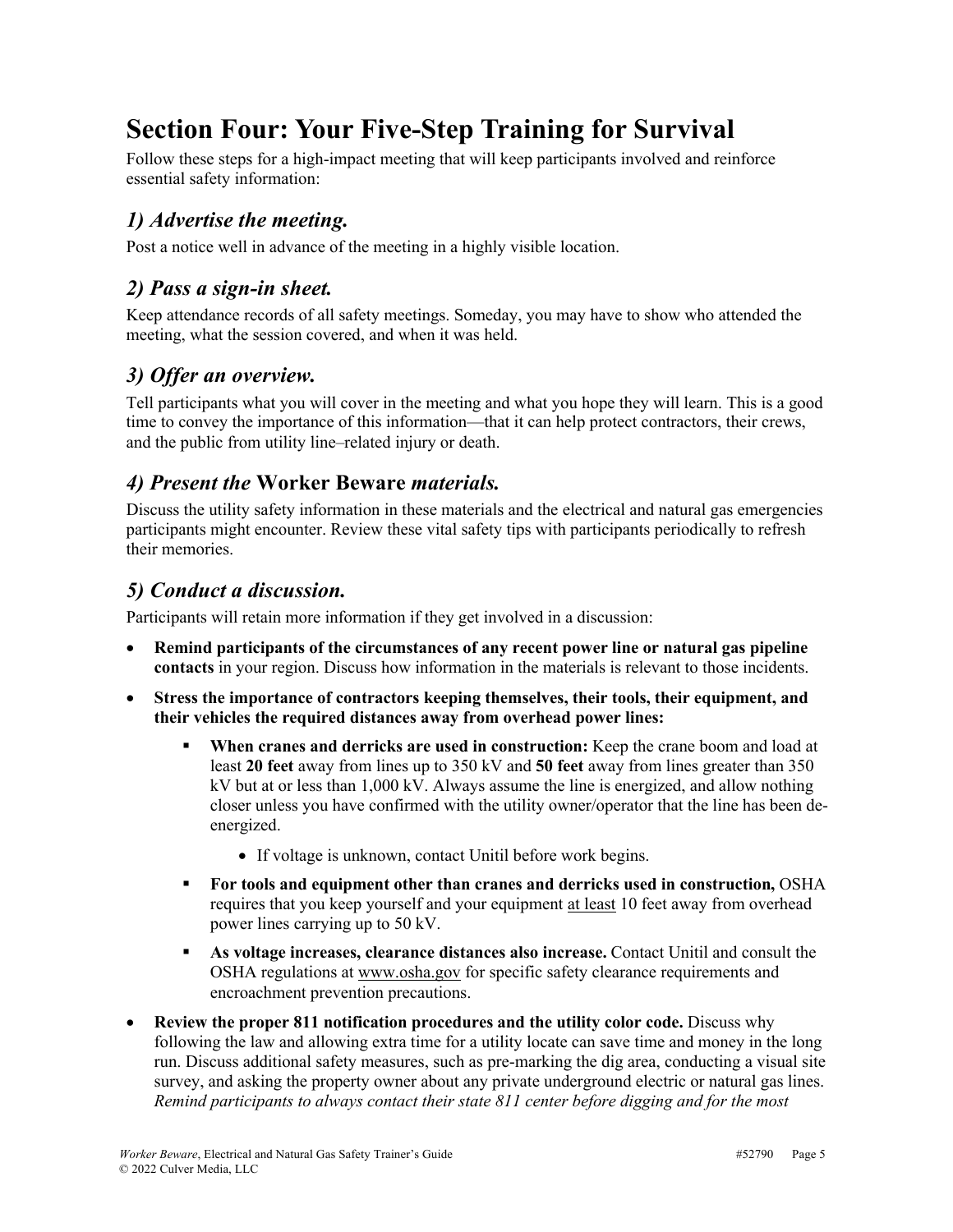# Section Four: Your Five-Step Training for Survival

Follow these steps for a high-impact meeting that will keep participants involved and reinforce essential safety information:

## *1) Advertise the meeting.*

Post a notice well in advance of the meeting in a highly visible location.

## *2) Pass a sign-in sheet.*

Keep attendance records of all safety meetings. Someday, you may have to show who attended the meeting, what the session covered, and when it was held.

## *3) Offer an overview.*

Tell participants what you will cover in the meeting and what you hope they will learn. This is a good time to convey the importance of this information—that it can help protect contractors, their crews, and the public from utility line–related injury or death.

## *4) Present the* **Worker Beware** *materials.*

Discuss the utility safety information in these materials and the electrical and natural gas emergencies participants might encounter. Review these vital safety tips with participants periodically to refresh their memories.

## *5) Conduct a discussion.*

Participants will retain more information if they get involved in a discussion:

- **Remind participants of the circumstances of any recent power line or natural gas pipeline contacts** in your region. Discuss how information in the materials is relevant to those incidents.
- **Stress the importance of contractors keeping themselves, their tools, their equipment, and their vehicles the required distances away from overhead power lines:**
  - **When cranes and derricks are used in construction:** Keep the crane boom and load at least **20 feet** away from lines up to 350 kV and **50 feet** away from lines greater than 350 kV but at or less than 1,000 kV. Always assume the line is energized, and allow nothing closer unless you have confirmed with the utility owner/operator that the line has been de-energized.
    - If voltage is unknown, contact Unitil before work begins.
  - **For tools and equipment other than cranes and derricks used in construction,** OSHA requires that you keep yourself and your equipment at least 10 feet away from overhead power lines carrying up to 50 kV.
  - **As voltage increases, clearance distances also increase.** Contact Unitil and consult the OSHA regulations at www.osha.gov for specific safety clearance requirements and encroachment prevention precautions.
- **Review the proper 811 notification procedures and the utility color code.** Discuss why following the law and allowing extra time for a utility locate can save time and money in the long run. Discuss additional safety measures, such as pre-marking the dig area, conducting a visual site survey, and asking the property owner about any private underground electric or natural gas lines. *Remind participants to always contact their state 811 center before digging and for the most*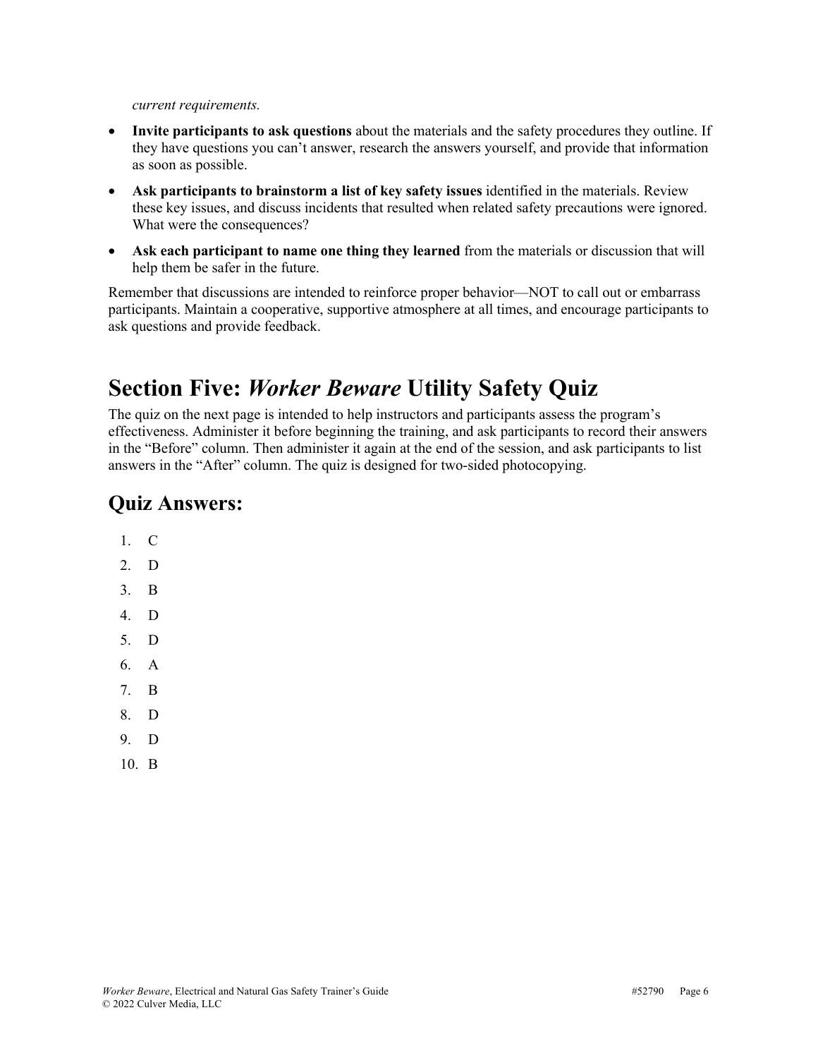*current requirements.*

- **Invite participants to ask questions** about the materials and the safety procedures they outline. If they have questions you can't answer, research the answers yourself, and provide that information as soon as possible.
- **Ask participants to brainstorm a list of key safety issues** identified in the materials. Review these key issues, and discuss incidents that resulted when related safety precautions were ignored. What were the consequences?
- **Ask each participant to name one thing they learned** from the materials or discussion that will help them be safer in the future.

Remember that discussions are intended to reinforce proper behavior—NOT to call out or embarrass participants. Maintain a cooperative, supportive atmosphere at all times, and encourage participants to ask questions and provide feedback.

# Section Five: *Worker Beware* Utility Safety Quiz

The quiz on the next page is intended to help instructors and participants assess the program's effectiveness. Administer it before beginning the training, and ask participants to record their answers in the "Before" column. Then administer it again at the end of the session, and ask participants to list answers in the "After" column. The quiz is designed for two-sided photocopying.

## Quiz Answers:

1. C
2. D
3. B
4. D
5. D
6. A
7. B
8. D
9. D
10. B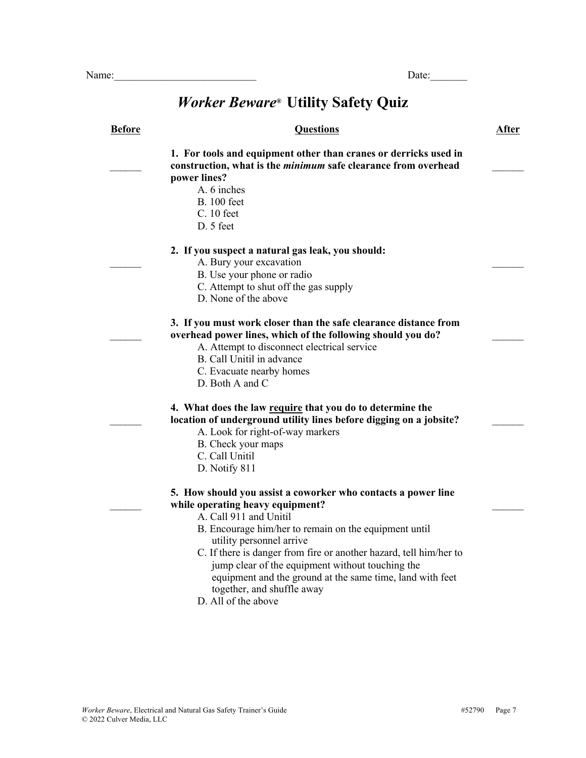Name:__________________________ Date:_______

# *Worker Beware*® Utility Safety Quiz

| **Before** | **Questions** | **After** |
|---|---|---|
| ______ | **1. For tools and equipment other than cranes or derricks used in construction, what is the *minimum* safe clearance from overhead power lines?**<br>A. 6 inches<br>B. 100 feet<br>C. 10 feet<br>D. 5 feet | ______ |
| ______ | **2. If you suspect a natural gas leak, you should:**<br>A. Bury your excavation<br>B. Use your phone or radio<br>C. Attempt to shut off the gas supply<br>D. None of the above | ______ |
| ______ | **3. If you must work closer than the safe clearance distance from overhead power lines, which of the following should you do?**<br>A. Attempt to disconnect electrical service<br>B. Call Unitil in advance<br>C. Evacuate nearby homes<br>D. Both A and C | ______ |
| ______ | **4. What does the law <u>require</u> that you do to determine the location of underground utility lines before digging on a jobsite?**<br>A. Look for right-of-way markers<br>B. Check your maps<br>C. Call Unitil<br>D. Notify 811 | ______ |
| ______ | **5. How should you assist a coworker who contacts a power line while operating heavy equipment?**<br>A. Call 911 and Unitil<br>B. Encourage him/her to remain on the equipment until utility personnel arrive<br>C. If there is danger from fire or another hazard, tell him/her to jump clear of the equipment without touching the equipment and the ground at the same time, land with feet together, and shuffle away<br>D. All of the above | ______ |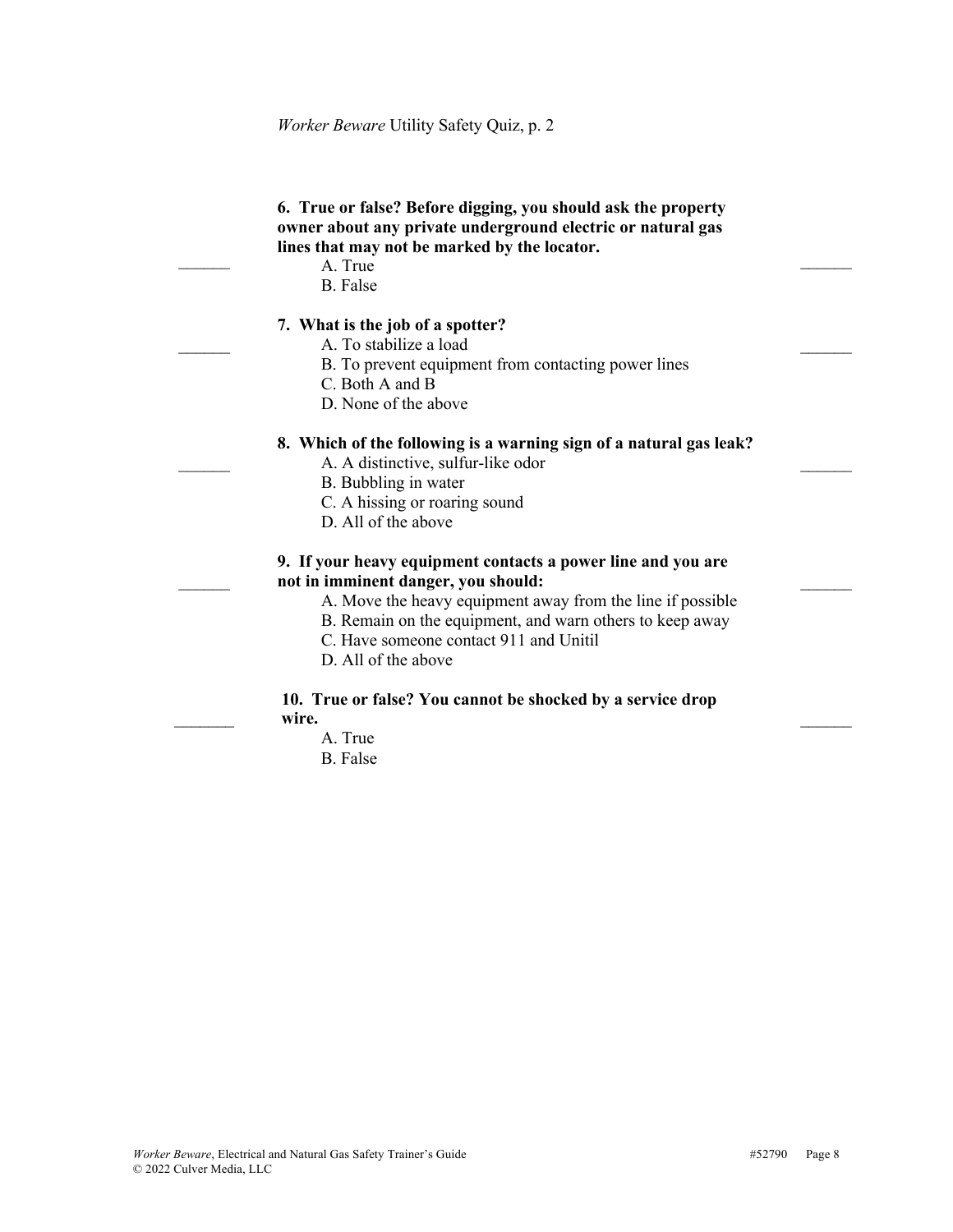6. **True or false? Before digging, you should ask the property owner about any private underground electric or natural gas lines that may not be marked by the locator.**

______ A. True ______
B. False

7. **What is the job of a spotter?**

______ A. To stabilize a load ______
B. To prevent equipment from contacting power lines
C. Both A and B
D. None of the above

8. **Which of the following is a warning sign of a natural gas leak?**

______ A. A distinctive, sulfur-like odor ______
B. Bubbling in water
C. A hissing or roaring sound
D. All of the above

9. **If your heavy equipment contacts a power line and you are not in imminent danger, you should:**

______ ______
A. Move the heavy equipment away from the line if possible
B. Remain on the equipment, and warn others to keep away
C. Have someone contact 911 and Unitil
D. All of the above

10. **True or false? You cannot be shocked by a service drop wire.**

_______ ______
A. True
B. False